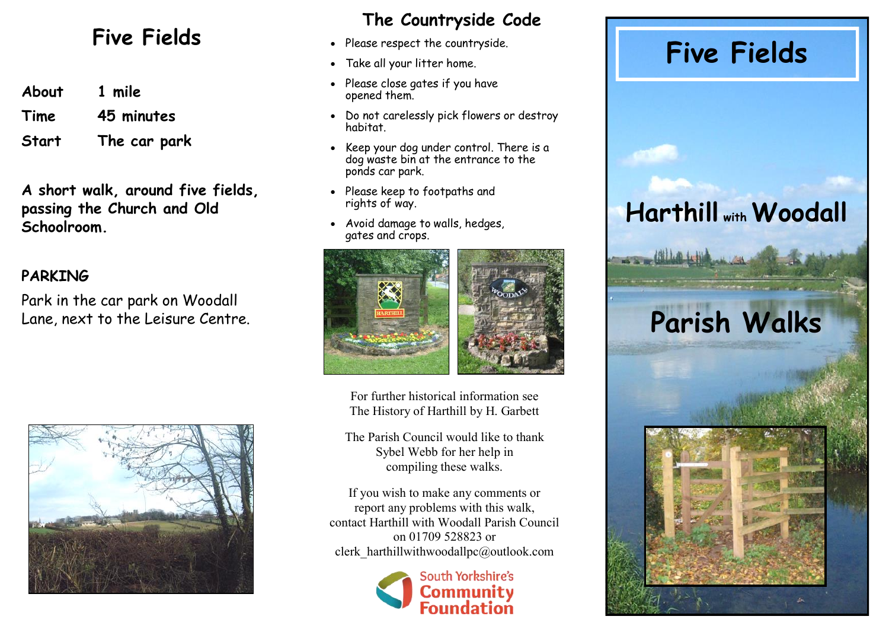# Five Fields

| | |
|---|---|
| **About** | **1 mile** |
| **Time** | **45 minutes** |
| **Start** | **The car park** |

**A short walk, around five fields, passing the Church and Old Schoolroom.**

## PARKING

Park in the car park on Woodall Lane, next to the Leisure Centre.

## The Countryside Code

- Please respect the countryside.
- Take all your litter home.
- Please close gates if you have opened them.
- Do not carelessly pick flowers or destroy habitat.
- Keep your dog under control. There is a dog waste bin at the entrance to the ponds car park.
- Please keep to footpaths and rights of way.
- Avoid damage to walls, hedges, gates and crops.

For further historical information see The History of Harthill by H. Garbett

The Parish Council would like to thank Sybel Webb for her help in compiling these walks.

If you wish to make any comments or report any problems with this walk, contact Harthill with Woodall Parish Council on 01709 528823 or clerk_harthillwithwoodallpc@outlook.com

South Yorkshire's Community Foundation

# Five Fields

## Harthill with Woodall

## Parish Walks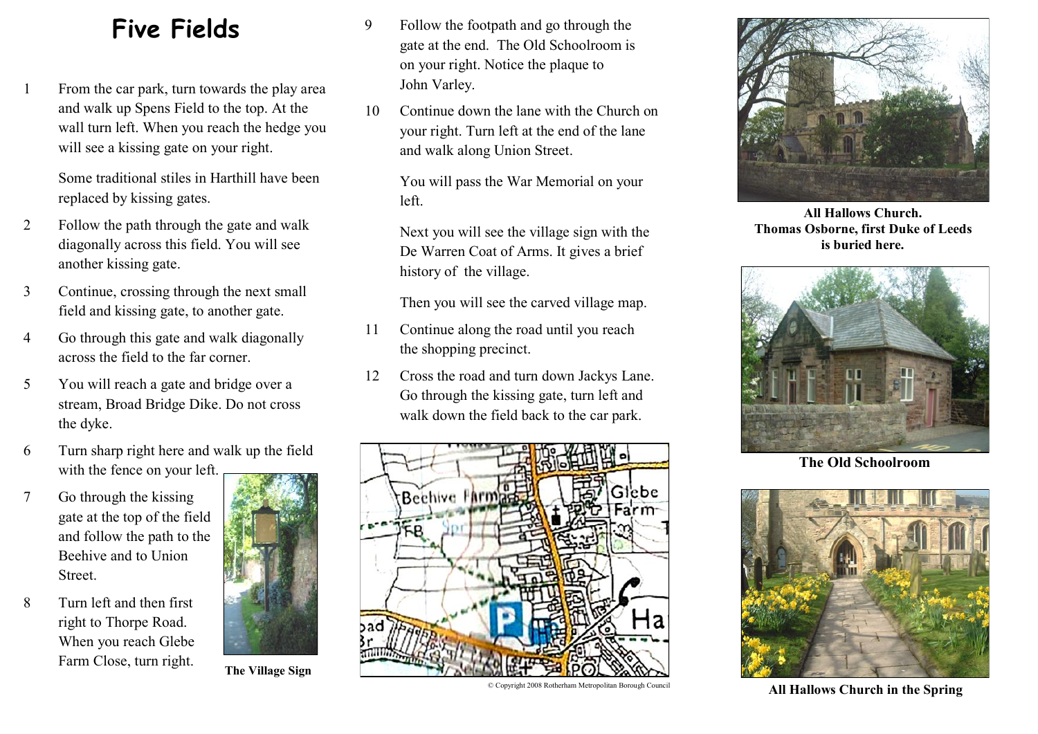# Five Fields

1. From the car park, turn towards the play area and walk up Spens Field to the top. At the wall turn left. When you reach the hedge you will see a kissing gate on your right.

   Some traditional stiles in Harthill have been replaced by kissing gates.

2. Follow the path through the gate and walk diagonally across this field. You will see another kissing gate.

3. Continue, crossing through the next small field and kissing gate, to another gate.

4. Go through this gate and walk diagonally across the field to the far corner.

5. You will reach a gate and bridge over a stream, Broad Bridge Dike. Do not cross the dyke.

6. Turn sharp right here and walk up the field with the fence on your left.

7. Go through the kissing gate at the top of the field and follow the path to the Beehive and to Union Street.

8. Turn left and then first right to Thorpe Road. When you reach Glebe Farm Close, turn right.

The Village Sign

9. Follow the footpath and go through the gate at the end. The Old Schoolroom is on your right. Notice the plaque to John Varley.

10. Continue down the lane with the Church on your right. Turn left at the end of the lane and walk along Union Street.

    You will pass the War Memorial on your left.

    Next you will see the village sign with the De Warren Coat of Arms. It gives a brief history of the village.

    Then you will see the carved village map.

11. Continue along the road until you reach the shopping precinct.

12. Cross the road and turn down Jackys Lane. Go through the kissing gate, turn left and walk down the field back to the car park.

© Copyright 2008 Rotherham Metropolitan Borough Council

**All Hallows Church. Thomas Osborne, first Duke of Leeds is buried here.**

**The Old Schoolroom**

**All Hallows Church in the Spring**